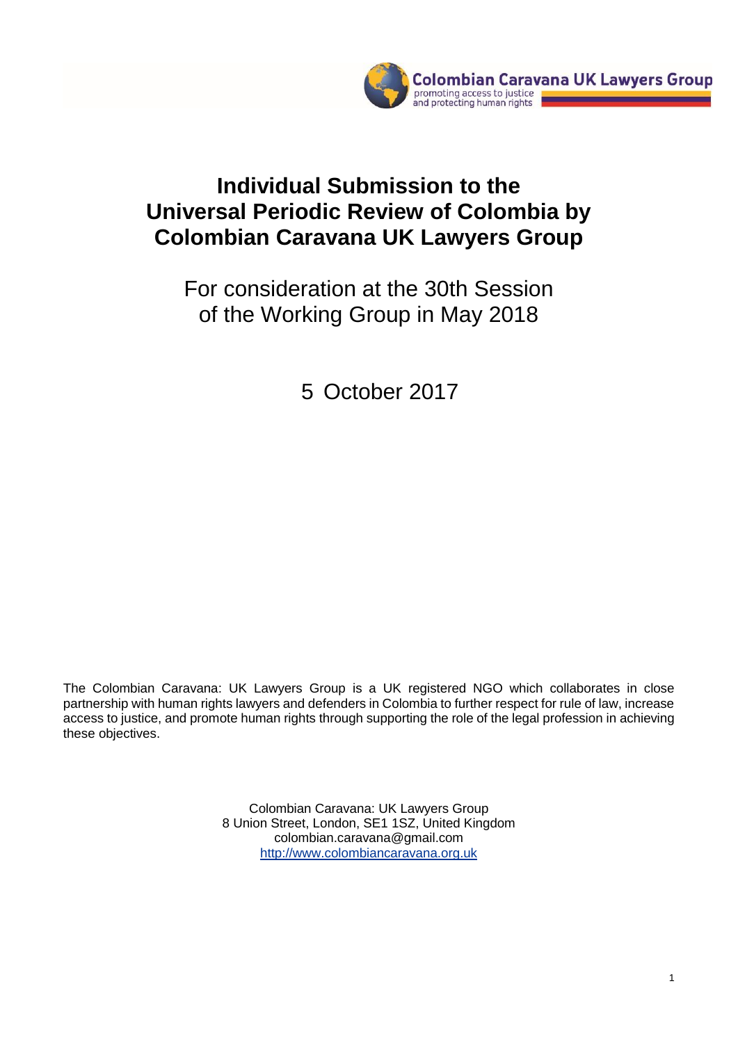Colombian Caravana UK Lawyers Group
promoting access to justice and protecting human rights

# Individual Submission to the Universal Periodic Review of Colombia by Colombian Caravana UK Lawyers Group

For consideration at the 30th Session of the Working Group in May 2018

5 October 2017

The Colombian Caravana: UK Lawyers Group is a UK registered NGO which collaborates in close partnership with human rights lawyers and defenders in Colombia to further respect for rule of law, increase access to justice, and promote human rights through supporting the role of the legal profession in achieving these objectives.

Colombian Caravana: UK Lawyers Group
8 Union Street, London, SE1 1SZ, United Kingdom
colombian.caravana@gmail.com
http://www.colombiancaravana.org.uk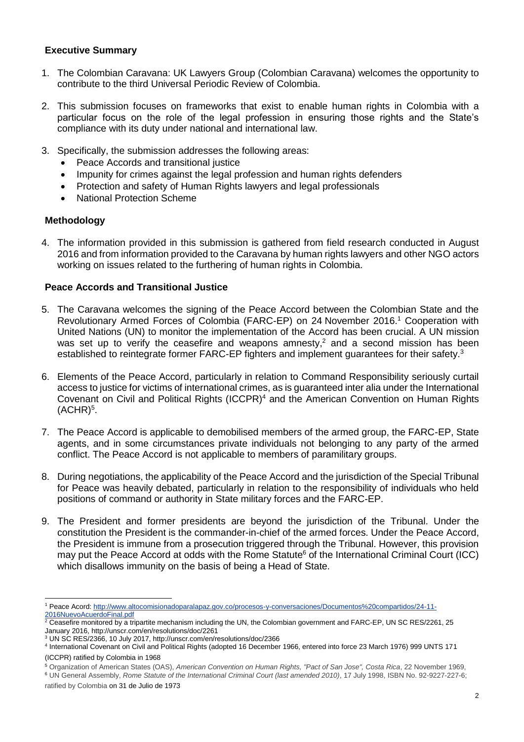## Executive Summary

1. The Colombian Caravana: UK Lawyers Group (Colombian Caravana) welcomes the opportunity to contribute to the third Universal Periodic Review of Colombia.

2. This submission focuses on frameworks that exist to enable human rights in Colombia with a particular focus on the role of the legal profession in ensuring those rights and the State's compliance with its duty under national and international law.

3. Specifically, the submission addresses the following areas:
   - Peace Accords and transitional justice
   - Impunity for crimes against the legal profession and human rights defenders
   - Protection and safety of Human Rights lawyers and legal professionals
   - National Protection Scheme

## Methodology

4. The information provided in this submission is gathered from field research conducted in August 2016 and from information provided to the Caravana by human rights lawyers and other NGO actors working on issues related to the furthering of human rights in Colombia.

## Peace Accords and Transitional Justice

5. The Caravana welcomes the signing of the Peace Accord between the Colombian State and the Revolutionary Armed Forces of Colombia (FARC-EP) on 24 November 2016.[1] Cooperation with United Nations (UN) to monitor the implementation of the Accord has been crucial. A UN mission was set up to verify the ceasefire and weapons amnesty,[2] and a second mission has been established to reintegrate former FARC-EP fighters and implement guarantees for their safety.[3]

6. Elements of the Peace Accord, particularly in relation to Command Responsibility seriously curtail access to justice for victims of international crimes, as is guaranteed inter alia under the International Covenant on Civil and Political Rights (ICCPR)[4] and the American Convention on Human Rights (ACHR)[5].

7. The Peace Accord is applicable to demobilised members of the armed group, the FARC-EP, State agents, and in some circumstances private individuals not belonging to any party of the armed conflict. The Peace Accord is not applicable to members of paramilitary groups.

8. During negotiations, the applicability of the Peace Accord and the jurisdiction of the Special Tribunal for Peace was heavily debated, particularly in relation to the responsibility of individuals who held positions of command or authority in State military forces and the FARC-EP.

9. The President and former presidents are beyond the jurisdiction of the Tribunal. Under the constitution the President is the commander-in-chief of the armed forces. Under the Peace Accord, the President is immune from a prosecution triggered through the Tribunal. However, this provision may put the Peace Accord at odds with the Rome Statute[6] of the International Criminal Court (ICC) which disallows immunity on the basis of being a Head of State.

---

[1] Peace Acord: http://www.altocomisionadoparalapaz.gov.co/procesos-y-conversaciones/Documentos%20compartidos/24-11-2016NuevoAcuerdoFinal.pdf

[2] Ceasefire monitored by a tripartite mechanism including the UN, the Colombian government and FARC-EP, UN SC RES/2261, 25 January 2016, http://unscr.com/en/resolutions/doc/2261

[3] UN SC RES/2366, 10 July 2017, http://unscr.com/en/resolutions/doc/2366

[4] International Covenant on Civil and Political Rights (adopted 16 December 1966, entered into force 23 March 1976) 999 UNTS 171 (ICCPR) ratified by Colombia in 1968

[5] Organization of American States (OAS), *American Convention on Human Rights, "Pact of San Jose", Costa Rica*, 22 November 1969,

[6] UN General Assembly, *Rome Statute of the International Criminal Court (last amended 2010)*, 17 July 1998, ISBN No. 92-9227-227-6; ratified by Colombia on 31 de Julio de 1973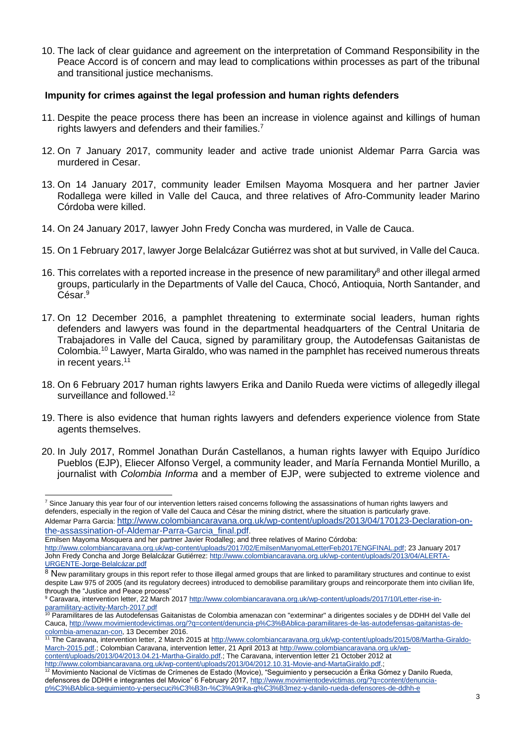10. The lack of clear guidance and agreement on the interpretation of Command Responsibility in the Peace Accord is of concern and may lead to complications within processes as part of the tribunal and transitional justice mechanisms.

**Impunity for crimes against the legal profession and human rights defenders**

11. Despite the peace process there has been an increase in violence against and killings of human rights lawyers and defenders and their families.[7]

12. On 7 January 2017, community leader and active trade unionist Aldemar Parra Garcia was murdered in Cesar.

13. On 14 January 2017, community leader Emilsen Mayoma Mosquera and her partner Javier Rodallega were killed in Valle del Cauca, and three relatives of Afro-Community leader Marino Córdoba were killed.

14. On 24 January 2017, lawyer John Fredy Concha was murdered, in Valle de Cauca.

15. On 1 February 2017, lawyer Jorge Belalcázar Gutiérrez was shot at but survived, in Valle del Cauca.

16. This correlates with a reported increase in the presence of new paramilitary[8] and other illegal armed groups, particularly in the Departments of Valle del Cauca, Chocó, Antioquia, North Santander, and César.[9]

17. On 12 December 2016, a pamphlet threatening to exterminate social leaders, human rights defenders and lawyers was found in the departmental headquarters of the Central Unitaria de Trabajadores in Valle del Cauca, signed by paramilitary group, the Autodefensas Gaitanistas de Colombia.[10] Lawyer, Marta Giraldo, who was named in the pamphlet has received numerous threats in recent years.[11]

18. On 6 February 2017 human rights lawyers Erika and Danilo Rueda were victims of allegedly illegal surveillance and followed.[12]

19. There is also evidence that human rights lawyers and defenders experience violence from State agents themselves.

20. In July 2017, Rommel Jonathan Durán Castellanos, a human rights lawyer with Equipo Jurídico Pueblos (EJP), Eliecer Alfonso Vergel, a community leader, and María Fernanda Montiel Murillo, a journalist with *Colombia Informa* and a member of EJP, were subjected to extreme violence and

---

[7] Since January this year four of our intervention letters raised concerns following the assassinations of human rights lawyers and defenders, especially in the region of Valle del Cauca and César the mining district, where the situation is particularly grave. Aldemar Parra Garcia: http://www.colombiancaravana.org.uk/wp-content/uploads/2013/04/170123-Declaration-on-the-assassination-of-Aldemar-Parra-Garcia_final.pdf.
Emilsen Mayoma Mosquera and her partner Javier Rodalleg; and three relatives of Marino Córdoba: http://www.colombiancaravana.org.uk/wp-content/uploads/2017/02/EmilsenManyomaLetterFeb2017ENGFINAL.pdf; 23 January 2017 John Fredy Concha and Jorge Belalcázar Gutiérrez: http://www.colombiancaravana.org.uk/wp-content/uploads/2013/04/ALERTA-URGENTE-Jorge-Belalcázar.pdf

[8] New paramilitary groups in this report refer to those illegal armed groups that are linked to paramilitary structures and continue to exist despite Law 975 of 2005 (and its regulatory decrees) introduced to demobilise paramilitary groups and reincorporate them into civilian life, through the "Justice and Peace process"

[9] Caravara, intervention letter, 22 March 2017 http://www.colombiancaravana.org.uk/wp-content/uploads/2017/10/Letter-rise-in-paramilitary-activity-March-2017.pdf

[10] Paramilitares de las Autodefensas Gaitanistas de Colombia amenazan con "exterminar" a dirigentes sociales y de DDHH del Valle del Cauca, http://www.movimientodevictimas.org/?q=content/denuncia-p%C3%BAblica-paramilitares-de-las-autodefensas-gaitanistas-de-colombia-amenazan-con, 13 December 2016.

[11] The Caravana, intervention letter, 2 March 2015 at http://www.colombiancaravana.org.uk/wp-content/uploads/2015/08/Martha-Giraldo-March-2015.pdf.; Colombian Caravana, intervention letter, 21 April 2013 at http://www.colombiancaravana.org.uk/wp-content/uploads/2013/04/2013.04.21-Martha-Giraldo.pdf.; The Caravana, intervention letter 21 October 2012 at http://www.colombiancaravana.org.uk/wp-content/uploads/2013/04/2012.10.31-Movie-and-MartaGiraldo.pdf.;

[12] Movimiento Nacional de Víctimas de Crímenes de Estado (Movice), "Seguimiento y persecución a Érika Gómez y Danilo Rueda, defensores de DDHH e integrantes del Movice" 6 February 2017, http://www.movimientodevictimas.org/?q=content/denuncia-p%C3%BAblica-seguimiento-y-persecuci%C3%B3n-%C3%A9rika-g%C3%B3mez-y-danilo-rueda-defensores-de-ddhh-e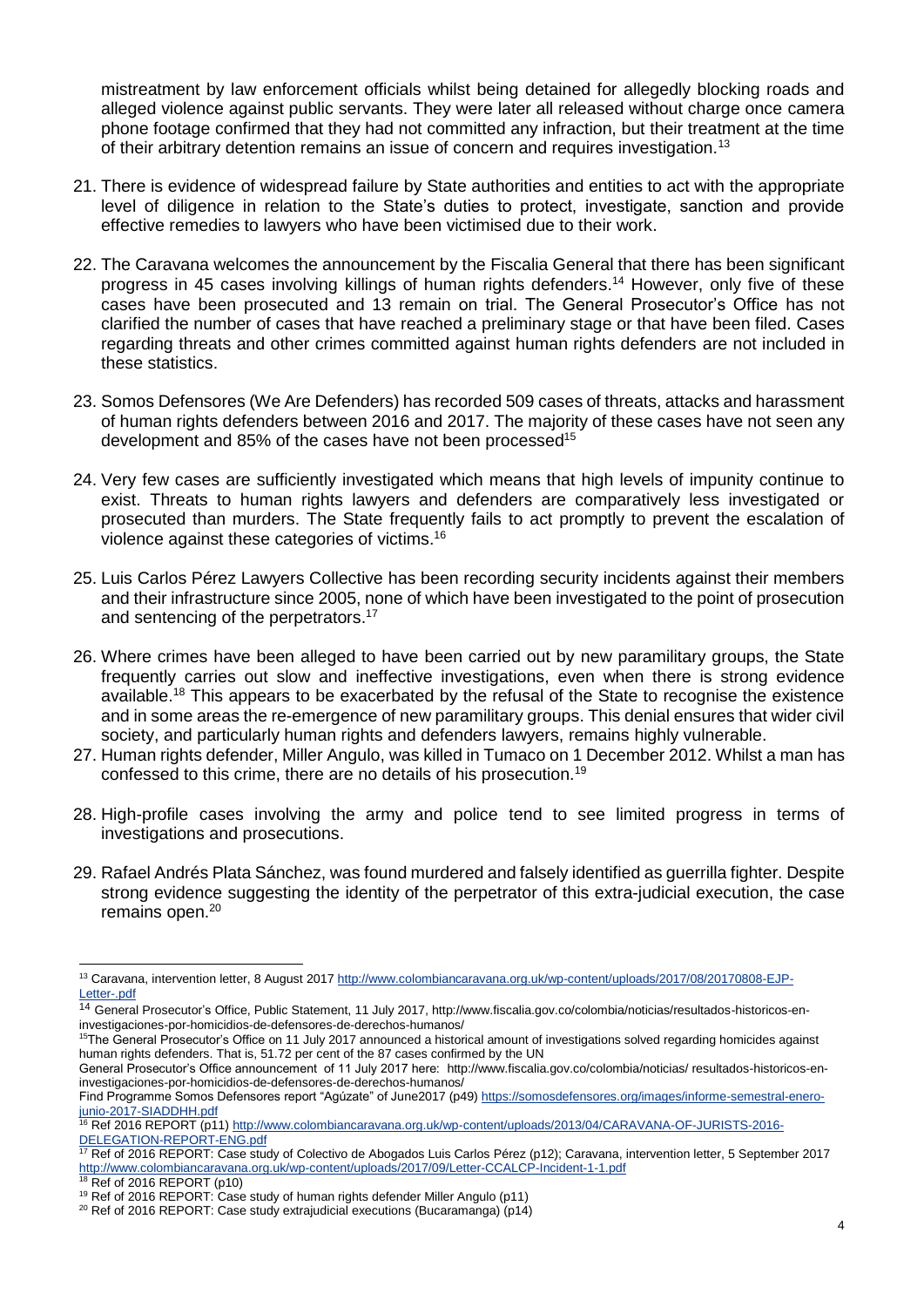mistreatment by law enforcement officials whilst being detained for allegedly blocking roads and alleged violence against public servants. They were later all released without charge once camera phone footage confirmed that they had not committed any infraction, but their treatment at the time of their arbitrary detention remains an issue of concern and requires investigation.[13]

21. There is evidence of widespread failure by State authorities and entities to act with the appropriate level of diligence in relation to the State's duties to protect, investigate, sanction and provide effective remedies to lawyers who have been victimised due to their work.

22. The Caravana welcomes the announcement by the Fiscalia General that there has been significant progress in 45 cases involving killings of human rights defenders.[14] However, only five of these cases have been prosecuted and 13 remain on trial. The General Prosecutor's Office has not clarified the number of cases that have reached a preliminary stage or that have been filed. Cases regarding threats and other crimes committed against human rights defenders are not included in these statistics.

23. Somos Defensores (We Are Defenders) has recorded 509 cases of threats, attacks and harassment of human rights defenders between 2016 and 2017. The majority of these cases have not seen any development and 85% of the cases have not been processed[15]

24. Very few cases are sufficiently investigated which means that high levels of impunity continue to exist. Threats to human rights lawyers and defenders are comparatively less investigated or prosecuted than murders. The State frequently fails to act promptly to prevent the escalation of violence against these categories of victims.[16]

25. Luis Carlos Pérez Lawyers Collective has been recording security incidents against their members and their infrastructure since 2005, none of which have been investigated to the point of prosecution and sentencing of the perpetrators.[17]

26. Where crimes have been alleged to have been carried out by new paramilitary groups, the State frequently carries out slow and ineffective investigations, even when there is strong evidence available.[18] This appears to be exacerbated by the refusal of the State to recognise the existence and in some areas the re-emergence of new paramilitary groups. This denial ensures that wider civil society, and particularly human rights and defenders lawyers, remains highly vulnerable.

27. Human rights defender, Miller Angulo, was killed in Tumaco on 1 December 2012. Whilst a man has confessed to this crime, there are no details of his prosecution.[19]

28. High-profile cases involving the army and police tend to see limited progress in terms of investigations and prosecutions.

29. Rafael Andrés Plata Sánchez, was found murdered and falsely identified as guerrilla fighter. Despite strong evidence suggesting the identity of the perpetrator of this extra-judicial execution, the case remains open.[20]

---

[13] Caravana, intervention letter, 8 August 2017 http://www.colombiancaravana.org.uk/wp-content/uploads/2017/08/20170808-EJP-Letter-.pdf

[14] General Prosecutor's Office, Public Statement, 11 July 2017, http://www.fiscalia.gov.co/colombia/noticias/resultados-historicos-en-investigaciones-por-homicidios-de-defensores-de-derechos-humanos/

[15] The General Prosecutor's Office on 11 July 2017 announced a historical amount of investigations solved regarding homicides against human rights defenders. That is, 51.72 per cent of the 87 cases confirmed by the UN
General Prosecutor's Office announcement of 11 July 2017 here: http://www.fiscalia.gov.co/colombia/noticias/ resultados-historicos-en-investigaciones-por-homicidios-de-defensores-de-derechos-humanos/
Find Programme Somos Defensores report "Agúzate" of June2017 (p49) https://somosdefensores.org/images/informe-semestral-enero-junio-2017-SIADDHH.pdf

[16] Ref 2016 REPORT (p11) http://www.colombiancaravana.org.uk/wp-content/uploads/2013/04/CARAVANA-OF-JURISTS-2016-DELEGATION-REPORT-ENG.pdf

[17] Ref of 2016 REPORT: Case study of Colectivo de Abogados Luis Carlos Pérez (p12); Caravana, intervention letter, 5 September 2017 http://www.colombiancaravana.org.uk/wp-content/uploads/2017/09/Letter-CCALCP-Incident-1-1.pdf

[18] Ref of 2016 REPORT (p10)

[19] Ref of 2016 REPORT: Case study of human rights defender Miller Angulo (p11)

[20] Ref of 2016 REPORT: Case study extrajudicial executions (Bucaramanga) (p14)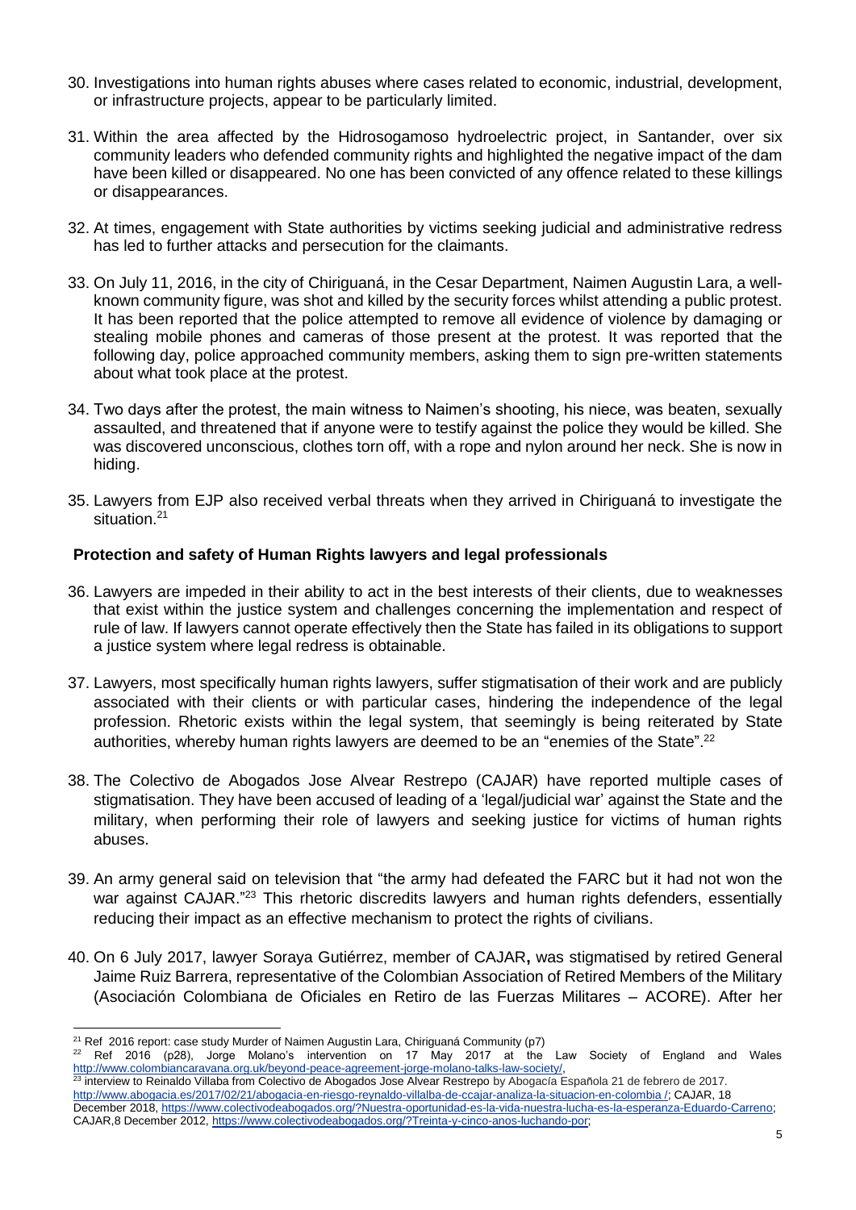30. Investigations into human rights abuses where cases related to economic, industrial, development, or infrastructure projects, appear to be particularly limited.

31. Within the area affected by the Hidrosogamoso hydroelectric project, in Santander, over six community leaders who defended community rights and highlighted the negative impact of the dam have been killed or disappeared. No one has been convicted of any offence related to these killings or disappearances.

32. At times, engagement with State authorities by victims seeking judicial and administrative redress has led to further attacks and persecution for the claimants.

33. On July 11, 2016, in the city of Chiriguaná, in the Cesar Department, Naimen Augustin Lara, a well-known community figure, was shot and killed by the security forces whilst attending a public protest. It has been reported that the police attempted to remove all evidence of violence by damaging or stealing mobile phones and cameras of those present at the protest. It was reported that the following day, police approached community members, asking them to sign pre-written statements about what took place at the protest.

34. Two days after the protest, the main witness to Naimen's shooting, his niece, was beaten, sexually assaulted, and threatened that if anyone were to testify against the police they would be killed. She was discovered unconscious, clothes torn off, with a rope and nylon around her neck. She is now in hiding.

35. Lawyers from EJP also received verbal threats when they arrived in Chiriguaná to investigate the situation.[21]

### Protection and safety of Human Rights lawyers and legal professionals

36. Lawyers are impeded in their ability to act in the best interests of their clients, due to weaknesses that exist within the justice system and challenges concerning the implementation and respect of rule of law. If lawyers cannot operate effectively then the State has failed in its obligations to support a justice system where legal redress is obtainable.

37. Lawyers, most specifically human rights lawyers, suffer stigmatisation of their work and are publicly associated with their clients or with particular cases, hindering the independence of the legal profession. Rhetoric exists within the legal system, that seemingly is being reiterated by State authorities, whereby human rights lawyers are deemed to be an "enemies of the State".[22]

38. The Colectivo de Abogados Jose Alvear Restrepo (CAJAR) have reported multiple cases of stigmatisation. They have been accused of leading of a 'legal/judicial war' against the State and the military, when performing their role of lawyers and seeking justice for victims of human rights abuses.

39. An army general said on television that "the army had defeated the FARC but it had not won the war against CAJAR."[23] This rhetoric discredits lawyers and human rights defenders, essentially reducing their impact as an effective mechanism to protect the rights of civilians.

40. On 6 July 2017, lawyer Soraya Gutiérrez, member of CAJAR**,** was stigmatised by retired General Jaime Ruiz Barrera, representative of the Colombian Association of Retired Members of the Military (Asociación Colombiana de Oficiales en Retiro de las Fuerzas Militares – ACORE). After her

---

[21] Ref 2016 report: case study Murder of Naimen Augustin Lara, Chiriguaná Community (p7)

[22] Ref 2016 (p28), Jorge Molano's intervention on 17 May 2017 at the Law Society of England and Wales http://www.colombiancaravana.org.uk/beyond-peace-agreement-jorge-molano-talks-law-society/,

[23] interview to Reinaldo Villaba from Colectivo de Abogados Jose Alvear Restrepo by Abogacía Española 21 de febrero de 2017. http://www.abogacia.es/2017/02/21/abogacia-en-riesgo-reynaldo-villalba-de-ccajar-analiza-la-situacion-en-colombia /; CAJAR, 18 December 2018, https://www.colectivodeabogados.org/?Nuestra-oportunidad-es-la-vida-nuestra-lucha-es-la-esperanza-Eduardo-Carreno; CAJAR,8 December 2012, https://www.colectivodeabogados.org/?Treinta-y-cinco-anos-luchando-por;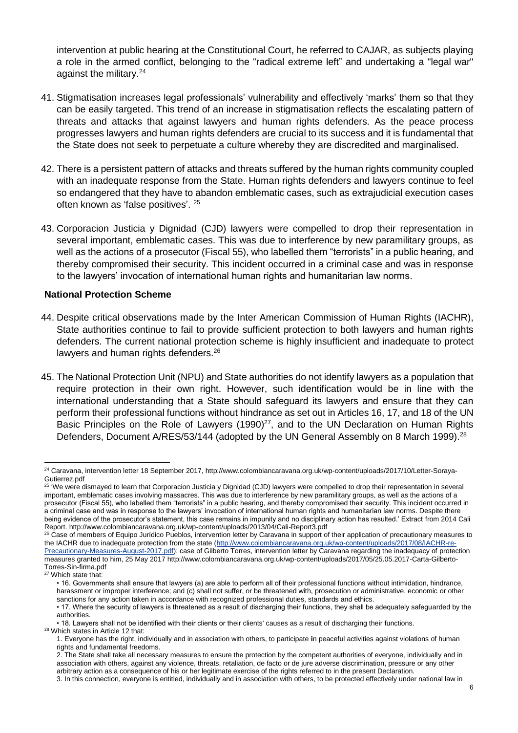intervention at public hearing at the Constitutional Court, he referred to CAJAR, as subjects playing a role in the armed conflict, belonging to the "radical extreme left" and undertaking a "legal war" against the military.[24]

41. Stigmatisation increases legal professionals' vulnerability and effectively 'marks' them so that they can be easily targeted. This trend of an increase in stigmatisation reflects the escalating pattern of threats and attacks that against lawyers and human rights defenders. As the peace process progresses lawyers and human rights defenders are crucial to its success and it is fundamental that the State does not seek to perpetuate a culture whereby they are discredited and marginalised.

42. There is a persistent pattern of attacks and threats suffered by the human rights community coupled with an inadequate response from the State. Human rights defenders and lawyers continue to feel so endangered that they have to abandon emblematic cases, such as extrajudicial execution cases often known as 'false positives'. [25]

43. Corporacion Justicia y Dignidad (CJD) lawyers were compelled to drop their representation in several important, emblematic cases. This was due to interference by new paramilitary groups, as well as the actions of a prosecutor (Fiscal 55), who labelled them "terrorists" in a public hearing, and thereby compromised their security. This incident occurred in a criminal case and was in response to the lawyers' invocation of international human rights and humanitarian law norms.

## National Protection Scheme

44. Despite critical observations made by the Inter American Commission of Human Rights (IACHR), State authorities continue to fail to provide sufficient protection to both lawyers and human rights defenders. The current national protection scheme is highly insufficient and inadequate to protect lawyers and human rights defenders.[26]

45. The National Protection Unit (NPU) and State authorities do not identify lawyers as a population that require protection in their own right. However, such identification would be in line with the international understanding that a State should safeguard its lawyers and ensure that they can perform their professional functions without hindrance as set out in Articles 16, 17, and 18 of the UN Basic Principles on the Role of Lawyers (1990)[27], and to the UN Declaration on Human Rights Defenders, Document A/RES/53/144 (adopted by the UN General Assembly on 8 March 1999).[28]

---

[24] Caravana, intervention letter 18 September 2017, http://www.colombiancaravana.org.uk/wp-content/uploads/2017/10/Letter-Soraya-Gutierrez.pdf

[25] 'We were dismayed to learn that Corporacion Justicia y Dignidad (CJD) lawyers were compelled to drop their representation in several important, emblematic cases involving massacres. This was due to interference by new paramilitary groups, as well as the actions of a prosecutor (Fiscal 55), who labelled them "terrorists" in a public hearing, and thereby compromised their security. This incident occurred in a criminal case and was in response to the lawyers' invocation of international human rights and humanitarian law norms. Despite there being evidence of the prosecutor's statement, this case remains in impunity and no disciplinary action has resulted.' Extract from 2014 Cali Report. http://www.colombiancaravana.org.uk/wp-content/uploads/2013/04/Cali-Report3.pdf

[26] Case of members of Equipo Jurídico Pueblos, intervention letter by Caravana in support of their application of precautionary measures to the IACHR due to inadequate protection from the state (http://www.colombiancaravana.org.uk/wp-content/uploads/2017/08/IACHR-re-Precautionary-Measures-August-2017.pdf); case of Gilberto Torres, intervention letter by Caravana regarding the inadequacy of protection measures granted to him, 25 May 2017 http://www.colombiancaravana.org.uk/wp-content/uploads/2017/05/25.05.2017-Carta-Gilberto-Torres-Sin-firma.pdf

[27] Which state that:

- 16. Governments shall ensure that lawyers (a) are able to perform all of their professional functions without intimidation, hindrance, harassment or improper interference; and (c) shall not suffer, or be threatened with, prosecution or administrative, economic or other sanctions for any action taken in accordance with recognized professional duties, standards and ethics.
- 17. Where the security of lawyers is threatened as a result of discharging their functions, they shall be adequately safeguarded by the authorities.
- 18. Lawyers shall not be identified with their clients or their clients' causes as a result of discharging their functions.

[28] Which states in Article 12 that:

1. Everyone has the right, individually and in association with others, to participate in peaceful activities against violations of human rights and fundamental freedoms.
2. The State shall take all necessary measures to ensure the protection by the competent authorities of everyone, individually and in association with others, against any violence, threats, retaliation, de facto or de jure adverse discrimination, pressure or any other arbitrary action as a consequence of his or her legitimate exercise of the rights referred to in the present Declaration.
3. In this connection, everyone is entitled, individually and in association with others, to be protected effectively under national law in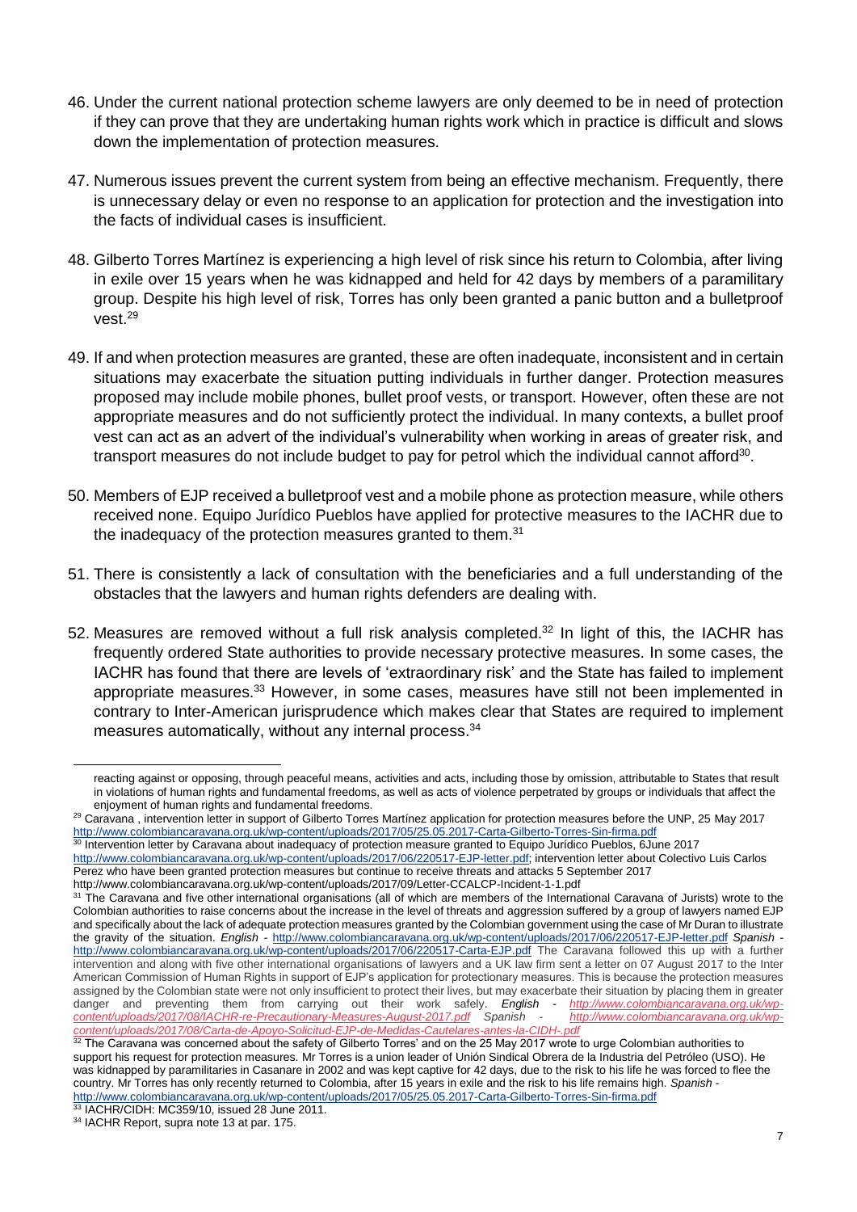46. Under the current national protection scheme lawyers are only deemed to be in need of protection if they can prove that they are undertaking human rights work which in practice is difficult and slows down the implementation of protection measures.

47. Numerous issues prevent the current system from being an effective mechanism. Frequently, there is unnecessary delay or even no response to an application for protection and the investigation into the facts of individual cases is insufficient.

48. Gilberto Torres Martínez is experiencing a high level of risk since his return to Colombia, after living in exile over 15 years when he was kidnapped and held for 42 days by members of a paramilitary group. Despite his high level of risk, Torres has only been granted a panic button and a bulletproof vest.[29]

49. If and when protection measures are granted, these are often inadequate, inconsistent and in certain situations may exacerbate the situation putting individuals in further danger. Protection measures proposed may include mobile phones, bullet proof vests, or transport. However, often these are not appropriate measures and do not sufficiently protect the individual. In many contexts, a bullet proof vest can act as an advert of the individual's vulnerability when working in areas of greater risk, and transport measures do not include budget to pay for petrol which the individual cannot afford[30].

50. Members of EJP received a bulletproof vest and a mobile phone as protection measure, while others received none. Equipo Jurídico Pueblos have applied for protective measures to the IACHR due to the inadequacy of the protection measures granted to them.[31]

51. There is consistently a lack of consultation with the beneficiaries and a full understanding of the obstacles that the lawyers and human rights defenders are dealing with.

52. Measures are removed without a full risk analysis completed.[32] In light of this, the IACHR has frequently ordered State authorities to provide necessary protective measures. In some cases, the IACHR has found that there are levels of 'extraordinary risk' and the State has failed to implement appropriate measures.[33] However, in some cases, measures have still not been implemented in contrary to Inter-American jurisprudence which makes clear that States are required to implement measures automatically, without any internal process.[34]

---

reacting against or opposing, through peaceful means, activities and acts, including those by omission, attributable to States that result in violations of human rights and fundamental freedoms, as well as acts of violence perpetrated by groups or individuals that affect the enjoyment of human rights and fundamental freedoms.

[29] Caravana , intervention letter in support of Gilberto Torres Martínez application for protection measures before the UNP, 25 May 2017 http://www.colombiancaravana.org.uk/wp-content/uploads/2017/05/25.05.2017-Carta-Gilberto-Torres-Sin-firma.pdf

[30] Intervention letter by Caravana about inadequacy of protection measure granted to Equipo Jurídico Pueblos, 6June 2017 http://www.colombiancaravana.org.uk/wp-content/uploads/2017/06/220517-EJP-letter.pdf; intervention letter about Colectivo Luis Carlos Perez who have been granted protection measures but continue to receive threats and attacks 5 September 2017 http://www.colombiancaravana.org.uk/wp-content/uploads/2017/09/Letter-CCALCP-Incident-1-1.pdf

[31] The Caravana and five other international organisations (all of which are members of the International Caravana of Jurists) wrote to the Colombian authorities to raise concerns about the increase in the level of threats and aggression suffered by a group of lawyers named EJP and specifically about the lack of adequate protection measures granted by the Colombian government using the case of Mr Duran to illustrate the gravity of the situation. *English* - http://www.colombiancaravana.org.uk/wp-content/uploads/2017/06/220517-EJP-letter.pdf *Spanish* - http://www.colombiancaravana.org.uk/wp-content/uploads/2017/06/220517-Carta-EJP.pdf The Caravana followed this up with a further intervention and along with five other international organisations of lawyers and a UK law firm sent a letter on 07 August 2017 to the Inter American Commission of Human Rights in support of EJP's application for protectionary measures. This is because the protection measures assigned by the Colombian state were not only insufficient to protect their lives, but may exacerbate their situation by placing them in greater danger and preventing them from carrying out their work safely. *English* - http://www.colombiancaravana.org.uk/wp-content/uploads/2017/08/IACHR-re-Precautionary-Measures-August-2017.pdf *Spanish* - http://www.colombiancaravana.org.uk/wp-content/uploads/2017/08/Carta-de-Apoyo-Solicitud-EJP-de-Medidas-Cautelares-antes-la-CIDH-.pdf

[32] The Caravana was concerned about the safety of Gilberto Torres' and on the 25 May 2017 wrote to urge Colombian authorities to support his request for protection measures. Mr Torres is a union leader of Unión Sindical Obrera de la Industria del Petróleo (USO). He was kidnapped by paramilitaries in Casanare in 2002 and was kept captive for 42 days, due to the risk to his life he was forced to flee the country. Mr Torres has only recently returned to Colombia, after 15 years in exile and the risk to his life remains high. *Spanish* - http://www.colombiancaravana.org.uk/wp-content/uploads/2017/05/25.05.2017-Carta-Gilberto-Torres-Sin-firma.pdf

[33] IACHR/CIDH: MC359/10, issued 28 June 2011.

[34] IACHR Report, supra note 13 at par. 175.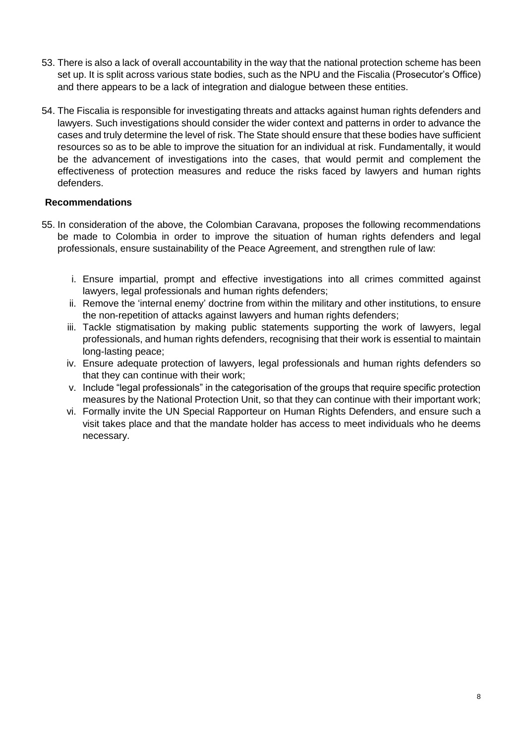53. There is also a lack of overall accountability in the way that the national protection scheme has been set up. It is split across various state bodies, such as the NPU and the Fiscalia (Prosecutor's Office) and there appears to be a lack of integration and dialogue between these entities.

54. The Fiscalia is responsible for investigating threats and attacks against human rights defenders and lawyers. Such investigations should consider the wider context and patterns in order to advance the cases and truly determine the level of risk. The State should ensure that these bodies have sufficient resources so as to be able to improve the situation for an individual at risk. Fundamentally, it would be the advancement of investigations into the cases, that would permit and complement the effectiveness of protection measures and reduce the risks faced by lawyers and human rights defenders.

## Recommendations

55. In consideration of the above, the Colombian Caravana, proposes the following recommendations be made to Colombia in order to improve the situation of human rights defenders and legal professionals, ensure sustainability of the Peace Agreement, and strengthen rule of law:

    i. Ensure impartial, prompt and effective investigations into all crimes committed against lawyers, legal professionals and human rights defenders;
    ii. Remove the 'internal enemy' doctrine from within the military and other institutions, to ensure the non-repetition of attacks against lawyers and human rights defenders;
    iii. Tackle stigmatisation by making public statements supporting the work of lawyers, legal professionals, and human rights defenders, recognising that their work is essential to maintain long-lasting peace;
    iv. Ensure adequate protection of lawyers, legal professionals and human rights defenders so that they can continue with their work;
    v. Include "legal professionals" in the categorisation of the groups that require specific protection measures by the National Protection Unit, so that they can continue with their important work;
    vi. Formally invite the UN Special Rapporteur on Human Rights Defenders, and ensure such a visit takes place and that the mandate holder has access to meet individuals who he deems necessary.